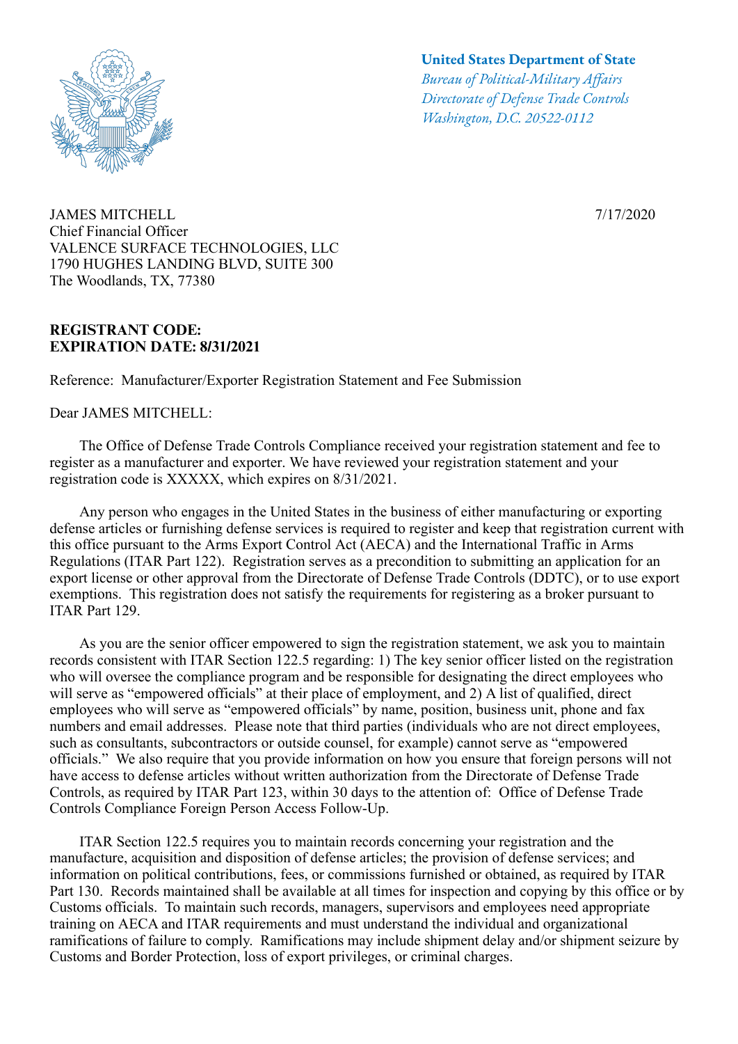**United States Department of State**
*Bureau of Political-Military Affairs*
*Directorate of Defense Trade Controls*
*Washington, D.C. 20522-0112*

JAMES MITCHELL
Chief Financial Officer
VALENCE SURFACE TECHNOLOGIES, LLC
1790 HUGHES LANDING BLVD, SUITE 300
The Woodlands, TX, 77380

7/17/2020

**REGISTRANT CODE:**
**EXPIRATION DATE: 8/31/2021**

Reference: Manufacturer/Exporter Registration Statement and Fee Submission

Dear JAMES MITCHELL:

The Office of Defense Trade Controls Compliance received your registration statement and fee to register as a manufacturer and exporter. We have reviewed your registration statement and your registration code is XXXXX, which expires on 8/31/2021.

Any person who engages in the United States in the business of either manufacturing or exporting defense articles or furnishing defense services is required to register and keep that registration current with this office pursuant to the Arms Export Control Act (AECA) and the International Traffic in Arms Regulations (ITAR Part 122). Registration serves as a precondition to submitting an application for an export license or other approval from the Directorate of Defense Trade Controls (DDTC), or to use export exemptions. This registration does not satisfy the requirements for registering as a broker pursuant to ITAR Part 129.

As you are the senior officer empowered to sign the registration statement, we ask you to maintain records consistent with ITAR Section 122.5 regarding: 1) The key senior officer listed on the registration who will oversee the compliance program and be responsible for designating the direct employees who will serve as "empowered officials" at their place of employment, and 2) A list of qualified, direct employees who will serve as "empowered officials" by name, position, business unit, phone and fax numbers and email addresses. Please note that third parties (individuals who are not direct employees, such as consultants, subcontractors or outside counsel, for example) cannot serve as "empowered officials." We also require that you provide information on how you ensure that foreign persons will not have access to defense articles without written authorization from the Directorate of Defense Trade Controls, as required by ITAR Part 123, within 30 days to the attention of: Office of Defense Trade Controls Compliance Foreign Person Access Follow-Up.

ITAR Section 122.5 requires you to maintain records concerning your registration and the manufacture, acquisition and disposition of defense articles; the provision of defense services; and information on political contributions, fees, or commissions furnished or obtained, as required by ITAR Part 130. Records maintained shall be available at all times for inspection and copying by this office or by Customs officials. To maintain such records, managers, supervisors and employees need appropriate training on AECA and ITAR requirements and must understand the individual and organizational ramifications of failure to comply. Ramifications may include shipment delay and/or shipment seizure by Customs and Border Protection, loss of export privileges, or criminal charges.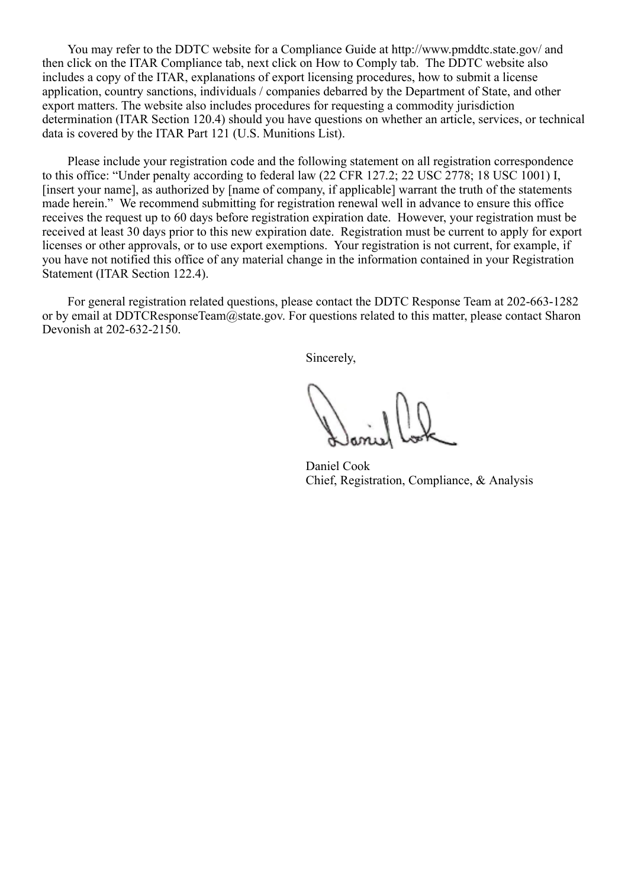You may refer to the DDTC website for a Compliance Guide at http://www.pmddtc.state.gov/ and then click on the ITAR Compliance tab, next click on How to Comply tab. The DDTC website also includes a copy of the ITAR, explanations of export licensing procedures, how to submit a license application, country sanctions, individuals / companies debarred by the Department of State, and other export matters. The website also includes procedures for requesting a commodity jurisdiction determination (ITAR Section 120.4) should you have questions on whether an article, services, or technical data is covered by the ITAR Part 121 (U.S. Munitions List).

Please include your registration code and the following statement on all registration correspondence to this office: "Under penalty according to federal law (22 CFR 127.2; 22 USC 2778; 18 USC 1001) I, [insert your name], as authorized by [name of company, if applicable] warrant the truth of the statements made herein." We recommend submitting for registration renewal well in advance to ensure this office receives the request up to 60 days before registration expiration date. However, your registration must be received at least 30 days prior to this new expiration date. Registration must be current to apply for export licenses or other approvals, or to use export exemptions. Your registration is not current, for example, if you have not notified this office of any material change in the information contained in your Registration Statement (ITAR Section 122.4).

For general registration related questions, please contact the DDTC Response Team at 202-663-1282 or by email at DDTCResponseTeam@state.gov. For questions related to this matter, please contact Sharon Devonish at 202-632-2150.

Sincerely,

Daniel Cook
Chief, Registration, Compliance, & Analysis